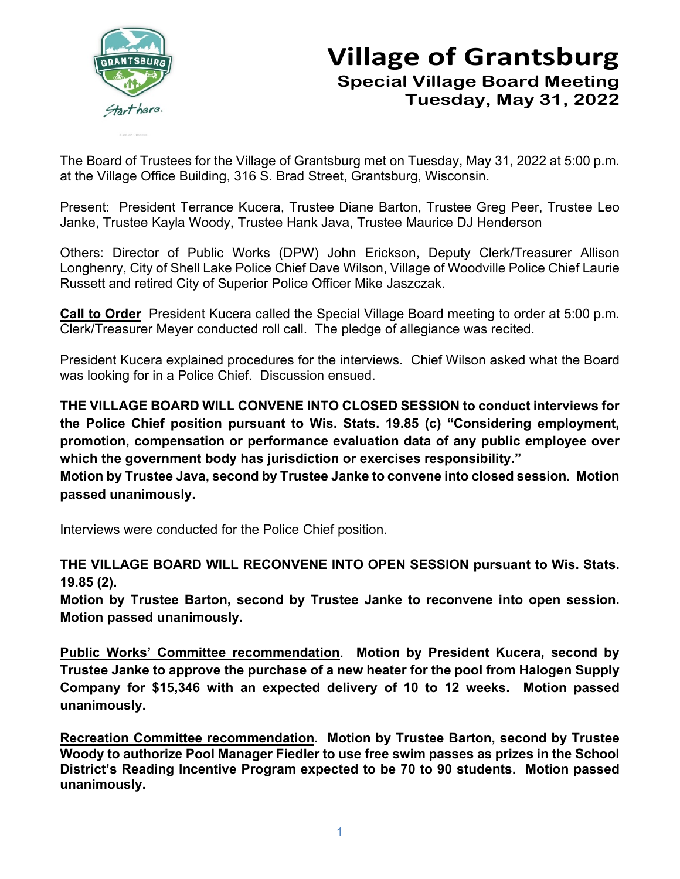# Village of Grantsburg

## Special Village Board Meeting
## Tuesday, May 31, 2022

The Board of Trustees for the Village of Grantsburg met on Tuesday, May 31, 2022 at 5:00 p.m. at the Village Office Building, 316 S. Brad Street, Grantsburg, Wisconsin.

Present: President Terrance Kucera, Trustee Diane Barton, Trustee Greg Peer, Trustee Leo Janke, Trustee Kayla Woody, Trustee Hank Java, Trustee Maurice DJ Henderson

Others: Director of Public Works (DPW) John Erickson, Deputy Clerk/Treasurer Allison Longhenry, City of Shell Lake Police Chief Dave Wilson, Village of Woodville Police Chief Laurie Russett and retired City of Superior Police Officer Mike Jaszczak.

**Call to Order** President Kucera called the Special Village Board meeting to order at 5:00 p.m. Clerk/Treasurer Meyer conducted roll call. The pledge of allegiance was recited.

President Kucera explained procedures for the interviews. Chief Wilson asked what the Board was looking for in a Police Chief. Discussion ensued.

**THE VILLAGE BOARD WILL CONVENE INTO CLOSED SESSION to conduct interviews for the Police Chief position pursuant to Wis. Stats. 19.85 (c) "Considering employment, promotion, compensation or performance evaluation data of any public employee over which the government body has jurisdiction or exercises responsibility."**
**Motion by Trustee Java, second by Trustee Janke to convene into closed session. Motion passed unanimously.**

Interviews were conducted for the Police Chief position.

**THE VILLAGE BOARD WILL RECONVENE INTO OPEN SESSION pursuant to Wis. Stats. 19.85 (2).**
**Motion by Trustee Barton, second by Trustee Janke to reconvene into open session. Motion passed unanimously.**

**Public Works' Committee recommendation. Motion by President Kucera, second by Trustee Janke to approve the purchase of a new heater for the pool from Halogen Supply Company for $15,346 with an expected delivery of 10 to 12 weeks. Motion passed unanimously.**

**Recreation Committee recommendation. Motion by Trustee Barton, second by Trustee Woody to authorize Pool Manager Fiedler to use free swim passes as prizes in the School District's Reading Incentive Program expected to be 70 to 90 students. Motion passed unanimously.**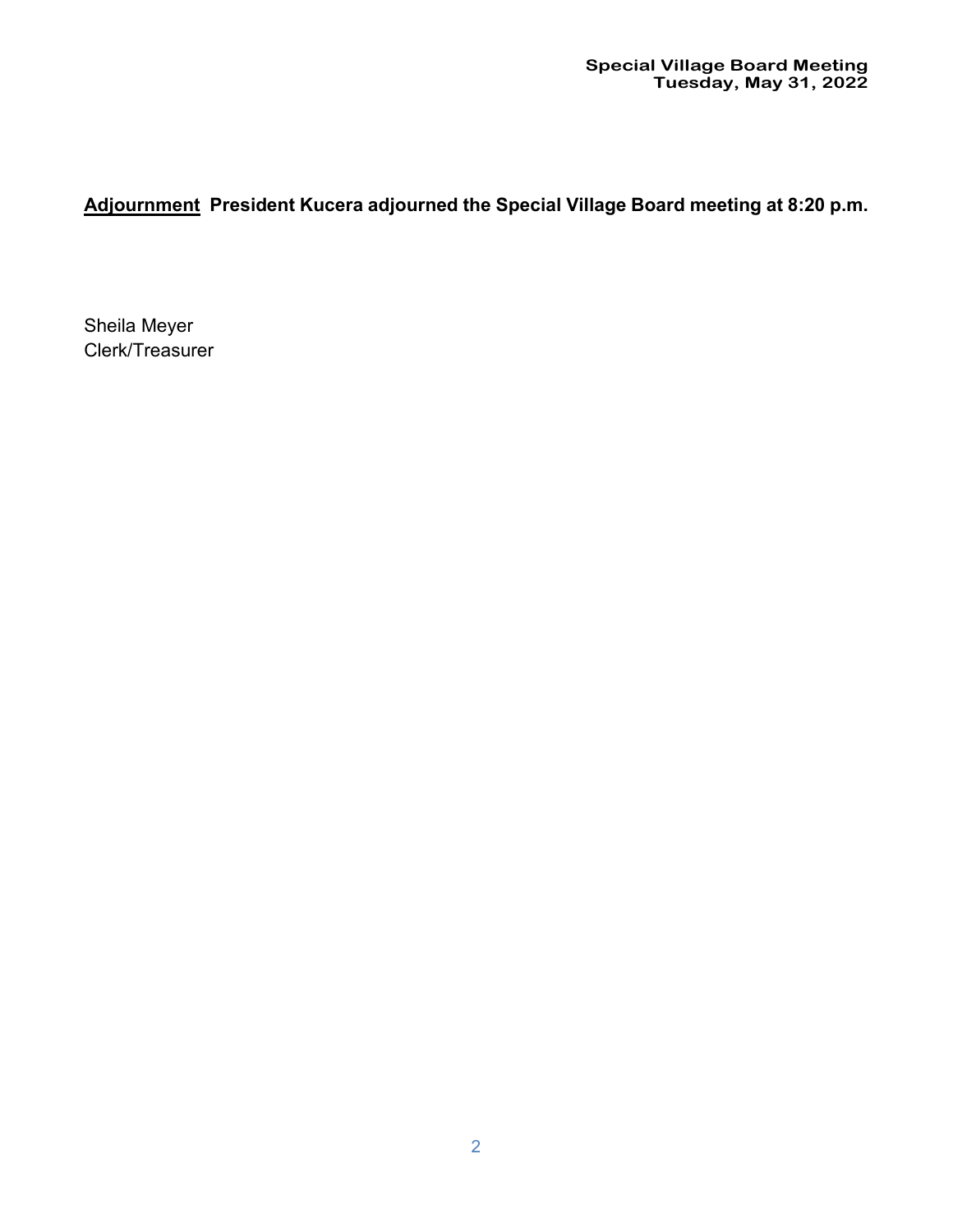**Adjournment** **President Kucera adjourned the Special Village Board meeting at 8:20 p.m.**

Sheila Meyer
Clerk/Treasurer